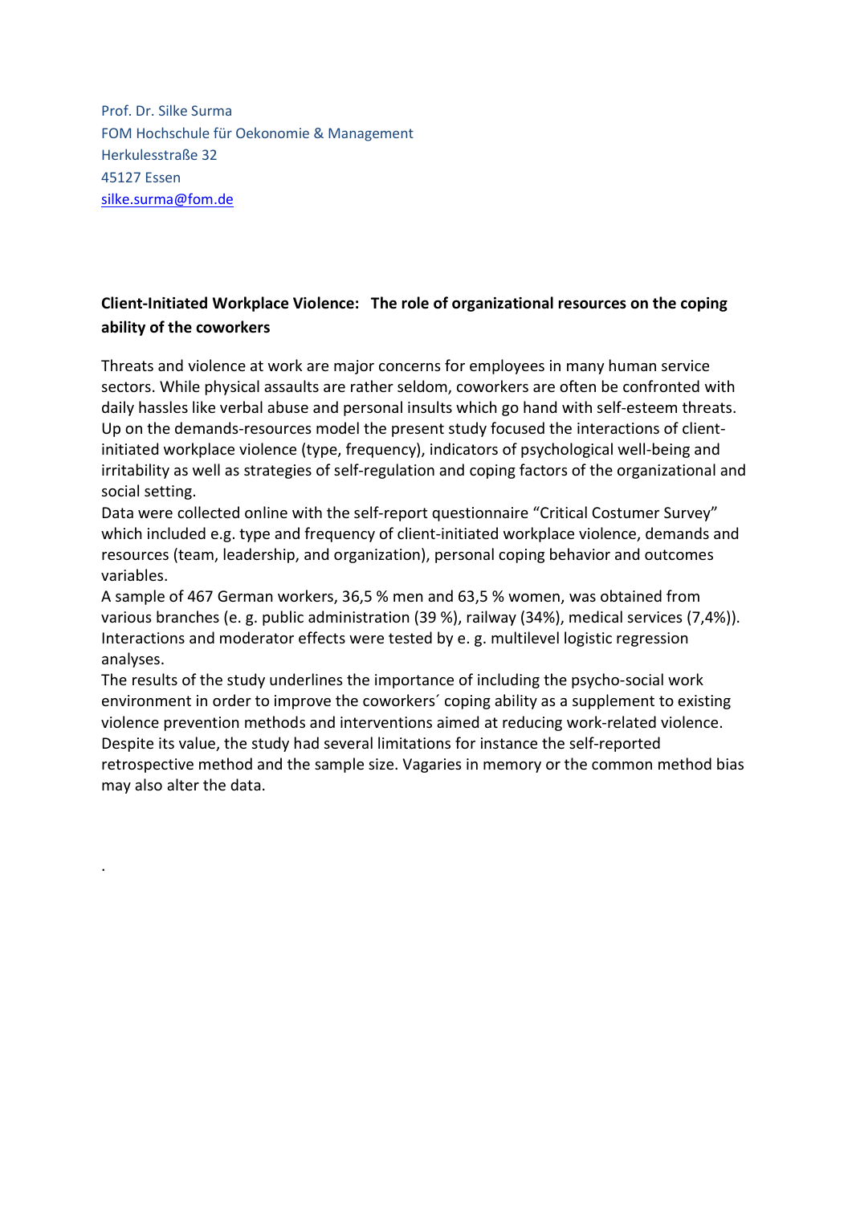Prof. Dr. Silke Surma
FOM Hochschule für Oekonomie & Management
Herkulesstraße 32
45127 Essen
silke.surma@fom.de

**Client-Initiated Workplace Violence: The role of organizational resources on the coping ability of the coworkers**

Threats and violence at work are major concerns for employees in many human service sectors. While physical assaults are rather seldom, coworkers are often be confronted with daily hassles like verbal abuse and personal insults which go hand with self-esteem threats. Up on the demands-resources model the present study focused the interactions of client-initiated workplace violence (type, frequency), indicators of psychological well-being and irritability as well as strategies of self-regulation and coping factors of the organizational and social setting.

Data were collected online with the self-report questionnaire "Critical Costumer Survey" which included e.g. type and frequency of client-initiated workplace violence, demands and resources (team, leadership, and organization), personal coping behavior and outcomes variables.

A sample of 467 German workers, 36,5 % men and 63,5 % women, was obtained from various branches (e. g. public administration (39 %), railway (34%), medical services (7,4%)). Interactions and moderator effects were tested by e. g. multilevel logistic regression analyses.

The results of the study underlines the importance of including the psycho-social work environment in order to improve the coworkers´ coping ability as a supplement to existing violence prevention methods and interventions aimed at reducing work-related violence. Despite its value, the study had several limitations for instance the self-reported retrospective method and the sample size. Vagaries in memory or the common method bias may also alter the data.

.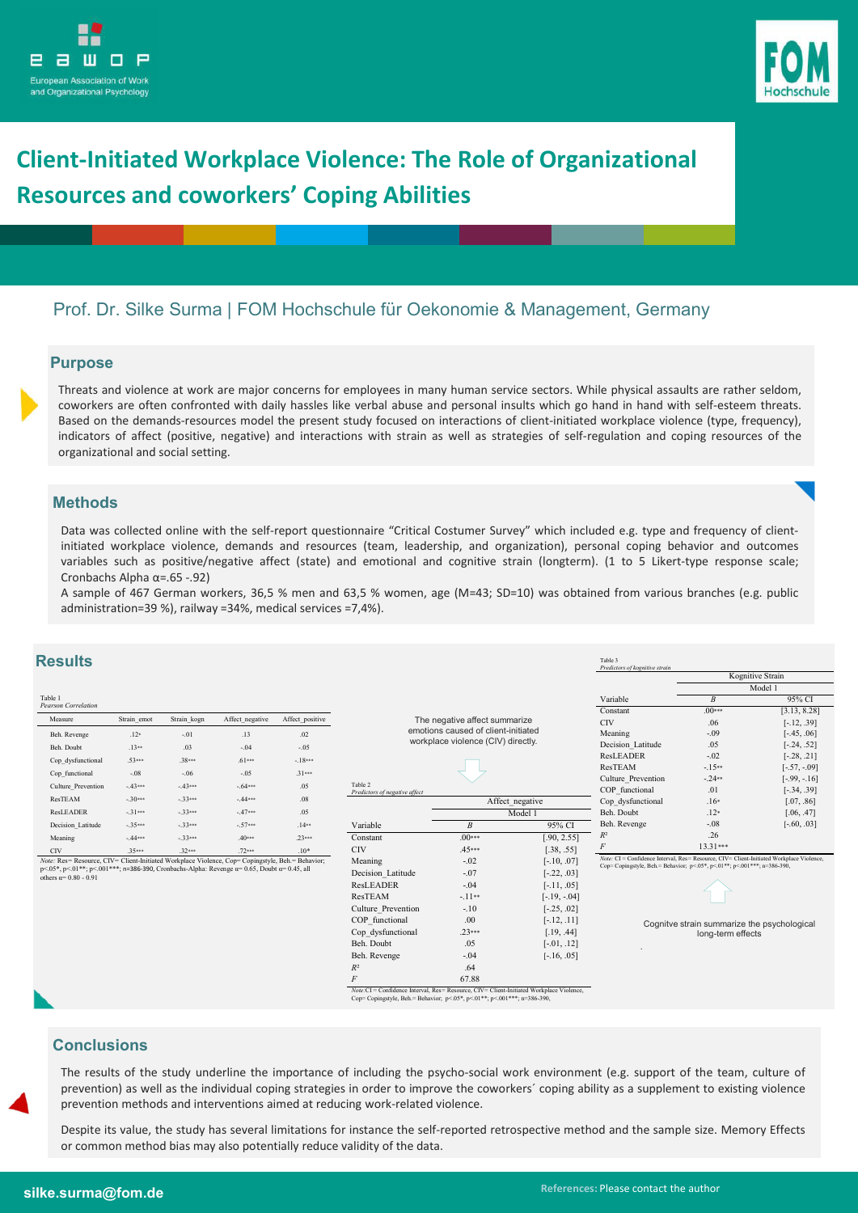# Client-Initiated Workplace Violence: The Role of Organizational Resources and coworkers' Coping Abilities

Prof. Dr. Silke Surma | FOM Hochschule für Oekonomie & Management, Germany

## Purpose

Threats and violence at work are major concerns for employees in many human service sectors. While physical assaults are rather seldom, coworkers are often confronted with daily hassles like verbal abuse and personal insults which go hand in hand with self-esteem threats. Based on the demands-resources model the present study focused on interactions of client-initiated workplace violence (type, frequency), indicators of affect (positive, negative) and interactions with strain as well as strategies of self-regulation and coping resources of the organizational and social setting.

## Methods

Data was collected online with the self-report questionnaire "Critical Costumer Survey" which included e.g. type and frequency of client-initiated workplace violence, demands and resources (team, leadership, and organization), personal coping behavior and outcomes variables such as positive/negative affect (state) and emotional and cognitive strain (longterm). (1 to 5 Likert-type response scale; Cronbachs Alpha α=.65 -.92)

A sample of 467 German workers, 36,5 % men and 63,5 % women, age (M=43; SD=10) was obtained from various branches (e.g. public administration=39 %), railway =34%, medical services =7,4%).

## Results

Table 1
*Pearson Correlation*

| Measure | Strain_emot | Strain_kogn | Affect_negative | Affect_positive |
|---|---|---|---|---|
| Beh. Revenge | .12* | -.01 | .13 | .02 |
| Beh. Doubt | .13** | .03 | -.04 | -.05 |
| Cop_dysfunctional | .53*** | .38*** | .61*** | -.18*** |
| Cop_functional | -.08 | -.06 | -.05 | .31*** |
| Culture_Prevention | -.43*** | -.43*** | -.64*** | .05 |
| ResTEAM | -.30*** | -.33*** | -.44*** | .08 |
| ResLEADER | -.31*** | -.33*** | -.47*** | .05 |
| Decision_Latitude | -.35*** | -.33*** | -.57*** | .14** |
| Meaning | -.44*** | -.33*** | .40*** | .23*** |
| CIV | .35*** | .32*** | .72*** | .10* |

*Note:* Res= Resource, CIV= Client-Initiated Workplace Violence, Cop= Copingstyle, Beh.= Behavior; p<.05*, p<.01**; p<.001***; n=386-390, Cronbachs-Alpha: Revenge α= 0.65, Doubt α= 0.45, all others α= 0.80 - 0.91

The negative affect summarize emotions caused of client-initiated workplace violence (CIV) directly.

Table 2
*Predictors of negative affect*

| | Affect_negative | |
|---|---|---|
| | Model 1 | |
| Variable | *B* | 95% CI |
| Constant | .00*** | [.90, 2.55] |
| CIV | .45*** | [.38, .55] |
| Meaning | -.02 | [-.10, .07] |
| Decision_Latitude | -.07 | [-.22, .03] |
| ResLEADER | -.04 | [-.11, .05] |
| ResTEAM | -.11** | [-.19, -.04] |
| Culture_Prevention | -.10 | [-.25, .02] |
| COP_functional | .00 | [-.12, .11] |
| Cop_dysfunctional | .23*** | [.19, .44] |
| Beh. Doubt | .05 | [-.01, .12] |
| Beh. Revenge | -.04 | [-.16, .05] |
| $R^2$ | .64 | |
| $F$ | 67.88 | |

*Note.* CI = Confidence Interval, Res= Resource, CIV= Client-Initiated Workplace Violence, Cop= Copingstyle, Beh.= Behavior; p<.05*, p<.01**; p<.001***; n=386-390,

Table 3
*Predictors of kognitive strain*

| | Kognitive Strain | |
|---|---|---|
| | Model 1 | |
| Variable | *B* | 95% CI |
| Constant | .00*** | [3.13, 8.28] |
| CIV | .06 | [-.12, .39] |
| Meaning | -.09 | [-.45, .06] |
| Decision_Latitude | .05 | [-.24, .52] |
| ResLEADER | -.02 | [-.28, .21] |
| ResTEAM | -.15** | [-.57, -.09] |
| Culture_Prevention | -.24** | [-.99, -.16] |
| COP_functional | .01 | [-.34, .39] |
| Cop_dysfunctional | .16* | [.07, .86] |
| Beh. Doubt | .12* | [.06, .47] |
| Beh. Revenge | -.08 | [-.60, .03] |
| $R^2$ | .26 | |
| $F$ | 13.31*** | |

*Note:* CI = Confidence Interval, Res= Resource, CIV= Client-Initiated Workplace Violence, Cop= Copingstyle, Beh.= Behavior; p<.05*, p<.01**; p<.001***; n=386-390,

Cognitve strain summarize the psychological long-term effects

## Conclusions

The results of the study underline the importance of including the psycho-social work environment (e.g. support of the team, culture of prevention) as well as the individual coping strategies in order to improve the coworkers´ coping ability as a supplement to existing violence prevention methods and interventions aimed at reducing work-related violence.

Despite its value, the study has several limitations for instance the self-reported retrospective method and the sample size. Memory Effects or common method bias may also potentially reduce validity of the data.

silke.surma@fom.de

**References:** Please contact the author